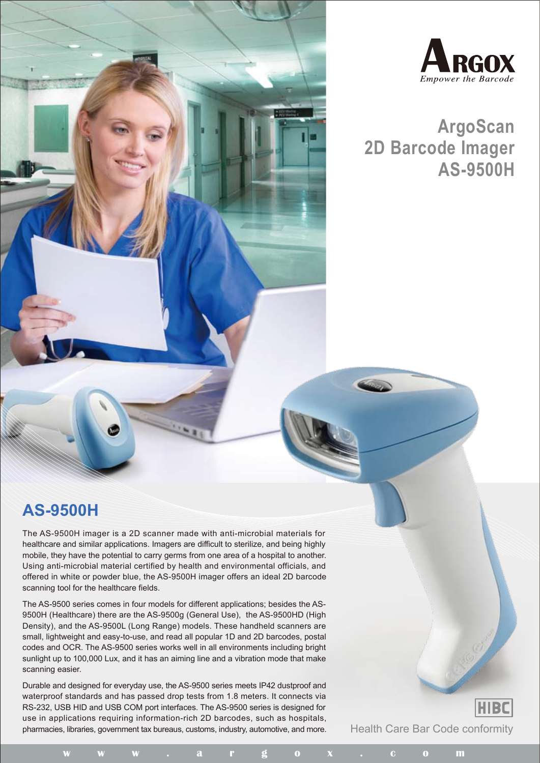ARGOX
*Empower the Barcode*

# ArgoScan 2D Barcode Imager AS-9500H

## AS-9500H

The AS-9500H imager is a 2D scanner made with anti-microbial materials for healthcare and similar applications. Imagers are difficult to sterilize, and being highly mobile, they have the potential to carry germs from one area of a hospital to another. Using anti-microbial material certified by health and environmental officials, and offered in white or powder blue, the AS-9500H imager offers an ideal 2D barcode scanning tool for the healthcare fields.

The AS-9500 series comes in four models for different applications; besides the AS-9500H (Healthcare) there are the AS-9500g (General Use), the AS-9500HD (High Density), and the AS-9500L (Long Range) models. These handheld scanners are small, lightweight and easy-to-use, and read all popular 1D and 2D barcodes, postal codes and OCR. The AS-9500 series works well in all environments including bright sunlight up to 100,000 Lux, and it has an aiming line and a vibration mode that make scanning easier.

Durable and designed for everyday use, the AS-9500 series meets IP42 dustproof and waterproof standards and has passed drop tests from 1.8 meters. It connects via RS-232, USB HID and USB COM port interfaces. The AS-9500 series is designed for use in applications requiring information-rich 2D barcodes, such as hospitals, pharmacies, libraries, government tax bureaus, customs, industry, automotive, and more.

HIBC
Health Care Bar Code conformity

www.argox.com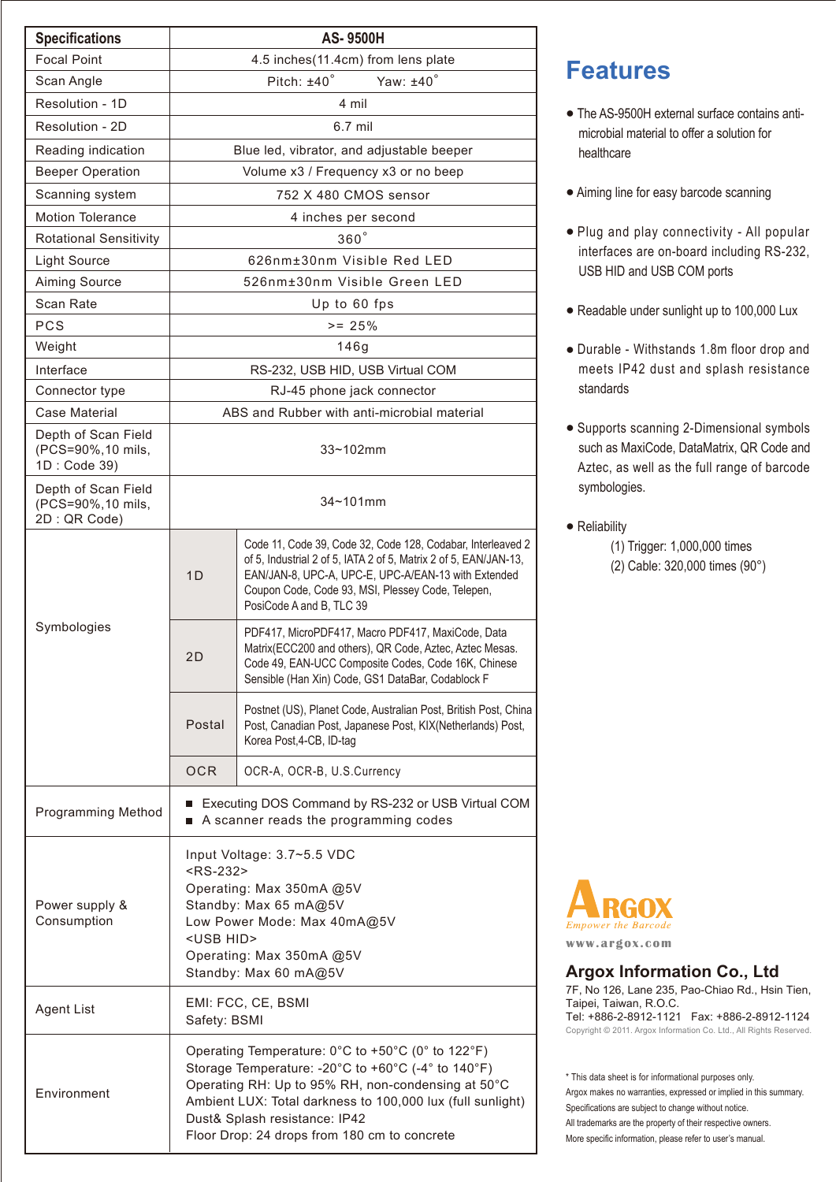| Specifications | AS- 9500H | |
|---|---|---|
| Focal Point | 4.5 inches(11.4cm) from lens plate | |
| Scan Angle | Pitch: ±40° Yaw: ±40° | |
| Resolution - 1D | 4 mil | |
| Resolution - 2D | 6.7 mil | |
| Reading indication | Blue led, vibrator, and adjustable beeper | |
| Beeper Operation | Volume x3 / Frequency x3 or no beep | |
| Scanning system | 752 X 480 CMOS sensor | |
| Motion Tolerance | 4 inches per second | |
| Rotational Sensitivity | 360° | |
| Light Source | 626nm±30nm Visible Red LED | |
| Aiming Source | 526nm±30nm Visible Green LED | |
| Scan Rate | Up to 60 fps | |
| PCS | >= 25% | |
| Weight | 146g | |
| Interface | RS-232, USB HID, USB Virtual COM | |
| Connector type | RJ-45 phone jack connector | |
| Case Material | ABS and Rubber with anti-microbial material | |
| Depth of Scan Field (PCS=90%,10 mils, 1D : Code 39) | 33~102mm | |
| Depth of Scan Field (PCS=90%,10 mils, 2D : QR Code) | 34~101mm | |
| Symbologies | 1D | Code 11, Code 39, Code 32, Code 128, Codabar, Interleaved 2 of 5, Industrial 2 of 5, IATA 2 of 5, Matrix 2 of 5, EAN/JAN-13, EAN/JAN-8, UPC-A, UPC-E, UPC-A/EAN-13 with Extended Coupon Code, Code 93, MSI, Plessey Code, Telepen, PosiCode A and B, TLC 39 |
| | 2D | PDF417, MicroPDF417, Macro PDF417, MaxiCode, Data Matrix(ECC200 and others), QR Code, Aztec, Aztec Mesas. Code 49, EAN-UCC Composite Codes, Code 16K, Chinese Sensible (Han Xin) Code, GS1 DataBar, Codablock F |
| | Postal | Postnet (US), Planet Code, Australian Post, British Post, China Post, Canadian Post, Japanese Post, KIX(Netherlands) Post, Korea Post,4-CB, ID-tag |
| | OCR | OCR-A, OCR-B, U.S.Currency |
| Programming Method | ■ Executing DOS Command by RS-232 or USB Virtual COM<br>■ A scanner reads the programming codes | |
| Power supply & Consumption | Input Voltage: 3.7~5.5 VDC<br><RS-232><br>Operating: Max 350mA @5V<br>Standby: Max 65 mA@5V<br>Low Power Mode: Max 40mA@5V<br><USB HID><br>Operating: Max 350mA @5V<br>Standby: Max 60 mA@5V | |
| Agent List | EMI: FCC, CE, BSMI<br>Safety: BSMI | |
| Environment | Operating Temperature: 0°C to +50°C (0° to 122°F)<br>Storage Temperature: -20°C to +60°C (-4° to 140°F)<br>Operating RH: Up to 95% RH, non-condensing at 50°C<br>Ambient LUX: Total darkness to 100,000 lux (full sunlight)<br>Dust& Splash resistance: IP42<br>Floor Drop: 24 drops from 180 cm to concrete | |

# Features

- The AS-9500H external surface contains anti-microbial material to offer a solution for healthcare
- Aiming line for easy barcode scanning
- Plug and play connectivity - All popular interfaces are on-board including RS-232, USB HID and USB COM ports
- Readable under sunlight up to 100,000 Lux
- Durable - Withstands 1.8m floor drop and meets IP42 dust and splash resistance standards
- Supports scanning 2-Dimensional symbols such as MaxiCode, DataMatrix, QR Code and Aztec, as well as the full range of barcode symbologies.
- Reliability
  (1) Trigger: 1,000,000 times
  (2) Cable: 320,000 times (90°)

ARGOX
Empower the Barcode
www.argox.com

**Argox Information Co., Ltd**

7F, No 126, Lane 235, Pao-Chiao Rd., Hsin Tien, Taipei, Taiwan, R.O.C.
Tel: +886-2-8912-1121 Fax: +886-2-8912-1124
Copyright © 2011. Argox Information Co. Ltd., All Rights Reserved.

* This data sheet is for informational purposes only.
Argox makes no warranties, expressed or implied in this summary.
Specifications are subject to change without notice.
All trademarks are the property of their respective owners.
More specific information, please refer to user's manual.